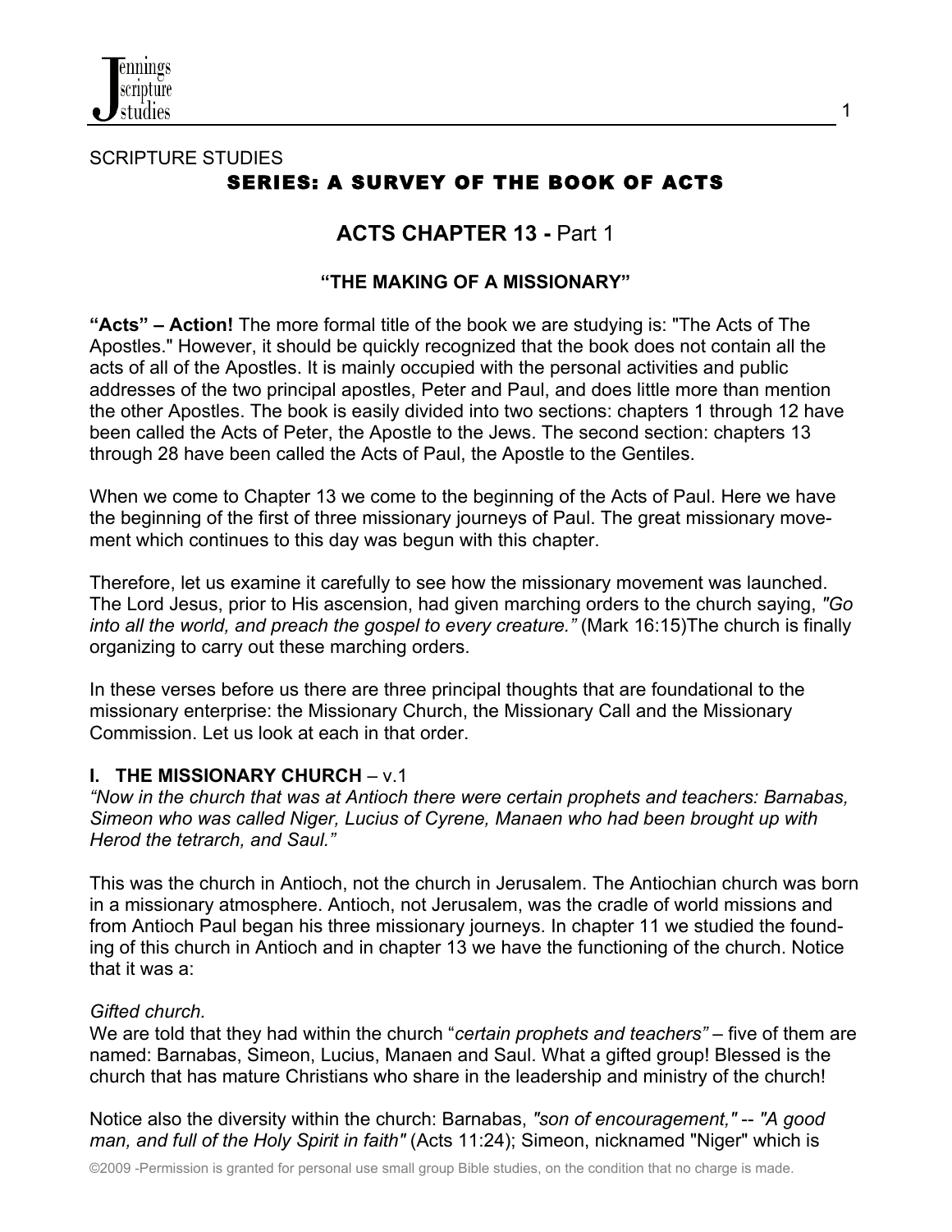SCRIPTURE STUDIES

# SERIES: A SURVEY OF THE BOOK OF ACTS

## ACTS CHAPTER 13 - Part 1

### "THE MAKING OF A MISSIONARY"

**"Acts" – Action!** The more formal title of the book we are studying is: "The Acts of The Apostles." However, it should be quickly recognized that the book does not contain all the acts of all of the Apostles. It is mainly occupied with the personal activities and public addresses of the two principal apostles, Peter and Paul, and does little more than mention the other Apostles. The book is easily divided into two sections: chapters 1 through 12 have been called the Acts of Peter, the Apostle to the Jews. The second section: chapters 13 through 28 have been called the Acts of Paul, the Apostle to the Gentiles.

When we come to Chapter 13 we come to the beginning of the Acts of Paul. Here we have the beginning of the first of three missionary journeys of Paul. The great missionary movement which continues to this day was begun with this chapter.

Therefore, let us examine it carefully to see how the missionary movement was launched. The Lord Jesus, prior to His ascension, had given marching orders to the church saying, *"Go into all the world, and preach the gospel to every creature."* (Mark 16:15)The church is finally organizing to carry out these marching orders.

In these verses before us there are three principal thoughts that are foundational to the missionary enterprise: the Missionary Church, the Missionary Call and the Missionary Commission. Let us look at each in that order.

**I. THE MISSIONARY CHURCH** – v.1

*"Now in the church that was at Antioch there were certain prophets and teachers: Barnabas, Simeon who was called Niger, Lucius of Cyrene, Manaen who had been brought up with Herod the tetrarch, and Saul."*

This was the church in Antioch, not the church in Jerusalem. The Antiochian church was born in a missionary atmosphere. Antioch, not Jerusalem, was the cradle of world missions and from Antioch Paul began his three missionary journeys. In chapter 11 we studied the founding of this church in Antioch and in chapter 13 we have the functioning of the church. Notice that it was a:

*Gifted church.*

We are told that they had within the church "*certain prophets and teachers"* – five of them are named: Barnabas, Simeon, Lucius, Manaen and Saul. What a gifted group! Blessed is the church that has mature Christians who share in the leadership and ministry of the church!

Notice also the diversity within the church: Barnabas, *"son of encouragement,"* -- *"A good man, and full of the Holy Spirit in faith"* (Acts 11:24); Simeon, nicknamed "Niger" which is

©2009 -Permission is granted for personal use small group Bible studies, on the condition that no charge is made.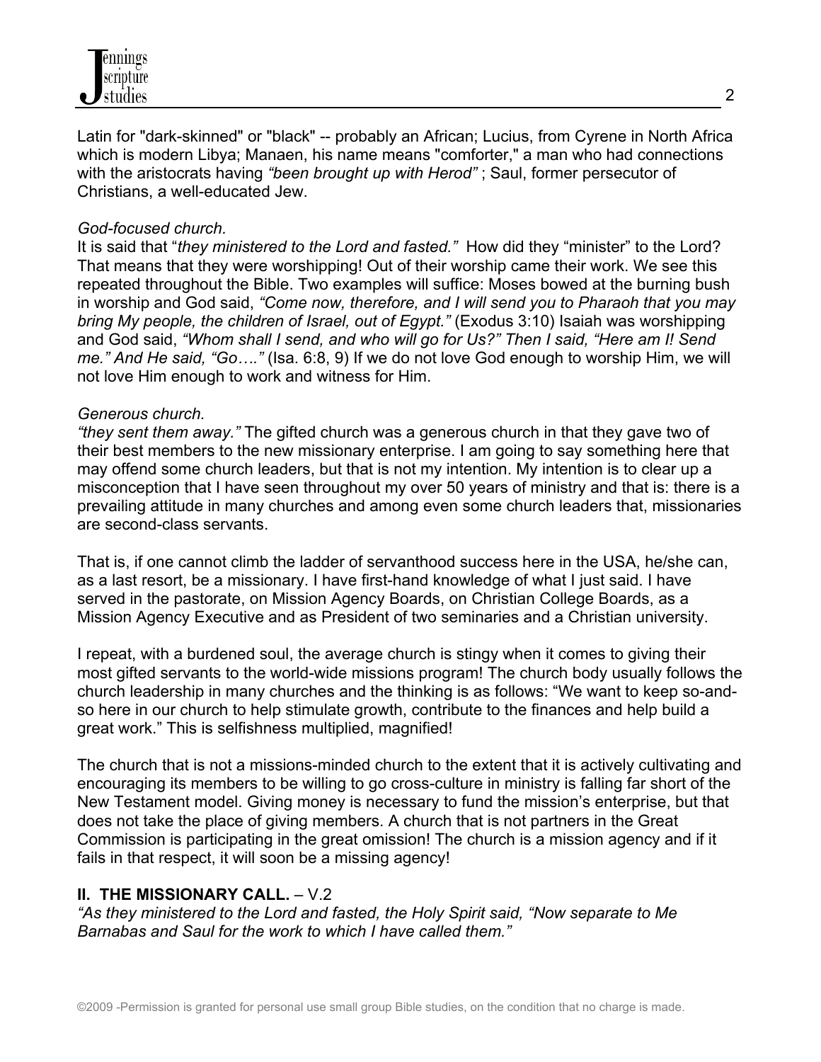Latin for "dark-skinned" or "black" -- probably an African; Lucius, from Cyrene in North Africa which is modern Libya; Manaen, his name means "comforter," a man who had connections with the aristocrats having *"been brought up with Herod"* ; Saul, former persecutor of Christians, a well-educated Jew.

*God-focused church.*

It is said that "*they ministered to the Lord and fasted."* How did they "minister" to the Lord? That means that they were worshipping! Out of their worship came their work. We see this repeated throughout the Bible. Two examples will suffice: Moses bowed at the burning bush in worship and God said, *"Come now, therefore, and I will send you to Pharaoh that you may bring My people, the children of Israel, out of Egypt."* (Exodus 3:10) Isaiah was worshipping and God said, *"Whom shall I send, and who will go for Us?" Then I said, "Here am I! Send me." And He said, "Go…."* (Isa. 6:8, 9) If we do not love God enough to worship Him, we will not love Him enough to work and witness for Him.

*Generous church.*

*"they sent them away."* The gifted church was a generous church in that they gave two of their best members to the new missionary enterprise. I am going to say something here that may offend some church leaders, but that is not my intention. My intention is to clear up a misconception that I have seen throughout my over 50 years of ministry and that is: there is a prevailing attitude in many churches and among even some church leaders that, missionaries are second-class servants.

That is, if one cannot climb the ladder of servanthood success here in the USA, he/she can, as a last resort, be a missionary. I have first-hand knowledge of what I just said. I have served in the pastorate, on Mission Agency Boards, on Christian College Boards, as a Mission Agency Executive and as President of two seminaries and a Christian university.

I repeat, with a burdened soul, the average church is stingy when it comes to giving their most gifted servants to the world-wide missions program! The church body usually follows the church leadership in many churches and the thinking is as follows: "We want to keep so-and-so here in our church to help stimulate growth, contribute to the finances and help build a great work." This is selfishness multiplied, magnified!

The church that is not a missions-minded church to the extent that it is actively cultivating and encouraging its members to be willing to go cross-culture in ministry is falling far short of the New Testament model. Giving money is necessary to fund the mission's enterprise, but that does not take the place of giving members. A church that is not partners in the Great Commission is participating in the great omission! The church is a mission agency and if it fails in that respect, it will soon be a missing agency!

**II. THE MISSIONARY CALL.** – V.2

*"As they ministered to the Lord and fasted, the Holy Spirit said, "Now separate to Me Barnabas and Saul for the work to which I have called them."*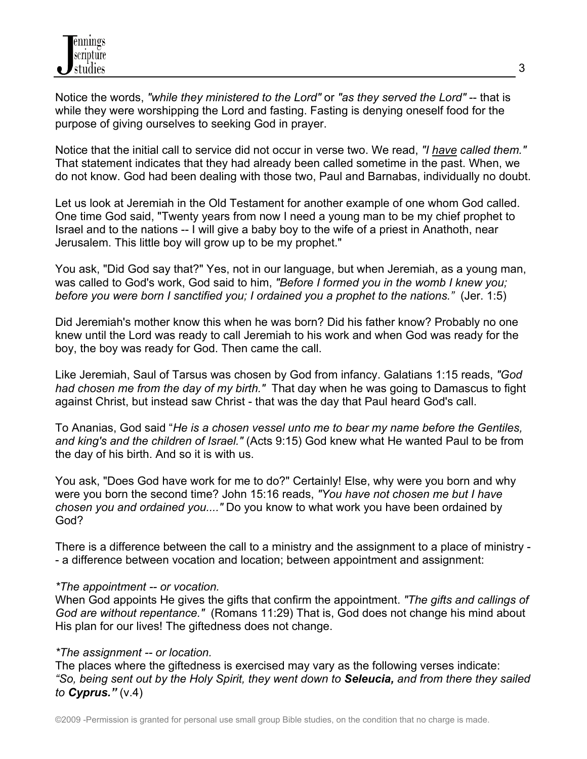Notice the words, *"while they ministered to the Lord"* or *"as they served the Lord"* -- that is while they were worshipping the Lord and fasting. Fasting is denying oneself food for the purpose of giving ourselves to seeking God in prayer.

Notice that the initial call to service did not occur in verse two. We read, *"I <u>have</u> called them."* That statement indicates that they had already been called sometime in the past. When, we do not know. God had been dealing with those two, Paul and Barnabas, individually no doubt.

Let us look at Jeremiah in the Old Testament for another example of one whom God called. One time God said, "Twenty years from now I need a young man to be my chief prophet to Israel and to the nations -- I will give a baby boy to the wife of a priest in Anathoth, near Jerusalem. This little boy will grow up to be my prophet."

You ask, "Did God say that?" Yes, not in our language, but when Jeremiah, as a young man, was called to God's work, God said to him, *"Before I formed you in the womb I knew you; before you were born I sanctified you; I ordained you a prophet to the nations."* (Jer. 1:5)

Did Jeremiah's mother know this when he was born? Did his father know? Probably no one knew until the Lord was ready to call Jeremiah to his work and when God was ready for the boy, the boy was ready for God. Then came the call.

Like Jeremiah, Saul of Tarsus was chosen by God from infancy. Galatians 1:15 reads, *"God had chosen me from the day of my birth."* That day when he was going to Damascus to fight against Christ, but instead saw Christ - that was the day that Paul heard God's call.

To Ananias, God said "*He is a chosen vessel unto me to bear my name before the Gentiles, and king's and the children of Israel."* (Acts 9:15) God knew what He wanted Paul to be from the day of his birth. And so it is with us.

You ask, "Does God have work for me to do?" Certainly! Else, why were you born and why were you born the second time? John 15:16 reads, *"You have not chosen me but I have chosen you and ordained you...."* Do you know to what work you have been ordained by God?

There is a difference between the call to a ministry and the assignment to a place of ministry -- a difference between vocation and location; between appointment and assignment:

*\*The appointment -- or vocation.*
When God appoints He gives the gifts that confirm the appointment. *"The gifts and callings of God are without repentance."* (Romans 11:29) That is, God does not change his mind about His plan for our lives! The giftedness does not change.

*\*The assignment -- or location.*
The places where the giftedness is exercised may vary as the following verses indicate: *"So, being sent out by the Holy Spirit, they went down to **Seleucia,** and from there they sailed to **Cyprus.**"* (v.4)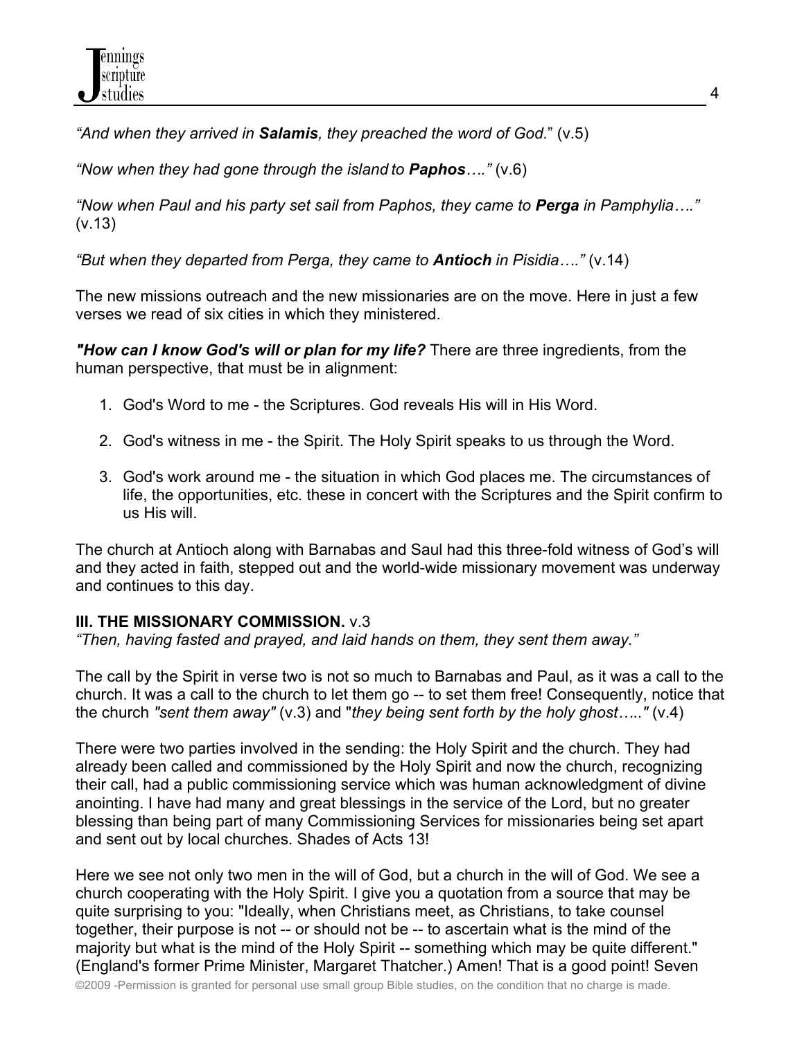*"And when they arrived in **Salamis**, they preached the word of God.*" (v.5)

*"Now when they had gone through the island to **Paphos**…."* (v.6)

*"Now when Paul and his party set sail from Paphos, they came to **Perga** in Pamphylia…."* (v.13)

*"But when they departed from Perga, they came to **Antioch** in Pisidia…."* (v.14)

The new missions outreach and the new missionaries are on the move. Here in just a few verses we read of six cities in which they ministered.

***"How can I know God's will or plan for my life?*** There are three ingredients, from the human perspective, that must be in alignment:

1. God's Word to me - the Scriptures. God reveals His will in His Word.

2. God's witness in me - the Spirit. The Holy Spirit speaks to us through the Word.

3. God's work around me - the situation in which God places me. The circumstances of life, the opportunities, etc. these in concert with the Scriptures and the Spirit confirm to us His will.

The church at Antioch along with Barnabas and Saul had this three-fold witness of God's will and they acted in faith, stepped out and the world-wide missionary movement was underway and continues to this day.

**III. THE MISSIONARY COMMISSION.** v.3

*"Then, having fasted and prayed, and laid hands on them, they sent them away."*

The call by the Spirit in verse two is not so much to Barnabas and Paul, as it was a call to the church. It was a call to the church to let them go -- to set them free! Consequently, notice that the church *"sent them away"* (v.3) and "*they being sent forth by the holy ghost….."* (v.4)

There were two parties involved in the sending: the Holy Spirit and the church. They had already been called and commissioned by the Holy Spirit and now the church, recognizing their call, had a public commissioning service which was human acknowledgment of divine anointing. I have had many and great blessings in the service of the Lord, but no greater blessing than being part of many Commissioning Services for missionaries being set apart and sent out by local churches. Shades of Acts 13!

Here we see not only two men in the will of God, but a church in the will of God. We see a church cooperating with the Holy Spirit. I give you a quotation from a source that may be quite surprising to you: "Ideally, when Christians meet, as Christians, to take counsel together, their purpose is not -- or should not be -- to ascertain what is the mind of the majority but what is the mind of the Holy Spirit -- something which may be quite different." (England's former Prime Minister, Margaret Thatcher.) Amen! That is a good point! Seven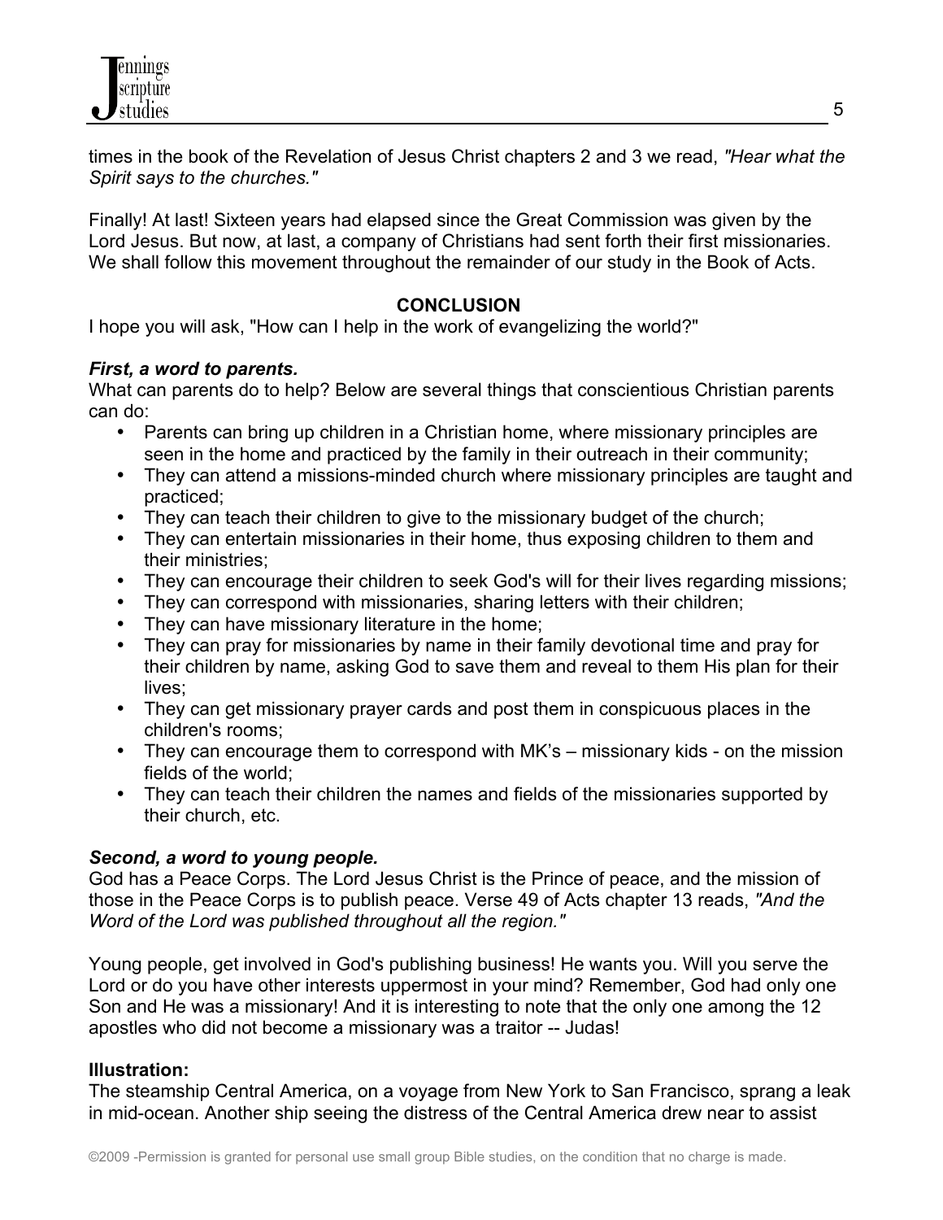times in the book of the Revelation of Jesus Christ chapters 2 and 3 we read, *"Hear what the Spirit says to the churches."*

Finally! At last! Sixteen years had elapsed since the Great Commission was given by the Lord Jesus. But now, at last, a company of Christians had sent forth their first missionaries. We shall follow this movement throughout the remainder of our study in the Book of Acts.

## CONCLUSION

I hope you will ask, "How can I help in the work of evangelizing the world?"

***First, a word to parents.***

What can parents do to help? Below are several things that conscientious Christian parents can do:

- Parents can bring up children in a Christian home, where missionary principles are seen in the home and practiced by the family in their outreach in their community;
- They can attend a missions-minded church where missionary principles are taught and practiced;
- They can teach their children to give to the missionary budget of the church;
- They can entertain missionaries in their home, thus exposing children to them and their ministries;
- They can encourage their children to seek God's will for their lives regarding missions;
- They can correspond with missionaries, sharing letters with their children;
- They can have missionary literature in the home;
- They can pray for missionaries by name in their family devotional time and pray for their children by name, asking God to save them and reveal to them His plan for their lives;
- They can get missionary prayer cards and post them in conspicuous places in the children's rooms;
- They can encourage them to correspond with MK's – missionary kids - on the mission fields of the world;
- They can teach their children the names and fields of the missionaries supported by their church, etc.

***Second, a word to young people.***

God has a Peace Corps. The Lord Jesus Christ is the Prince of peace, and the mission of those in the Peace Corps is to publish peace. Verse 49 of Acts chapter 13 reads, *"And the Word of the Lord was published throughout all the region."*

Young people, get involved in God's publishing business! He wants you. Will you serve the Lord or do you have other interests uppermost in your mind? Remember, God had only one Son and He was a missionary! And it is interesting to note that the only one among the 12 apostles who did not become a missionary was a traitor -- Judas!

**Illustration:**

The steamship Central America, on a voyage from New York to San Francisco, sprang a leak in mid-ocean. Another ship seeing the distress of the Central America drew near to assist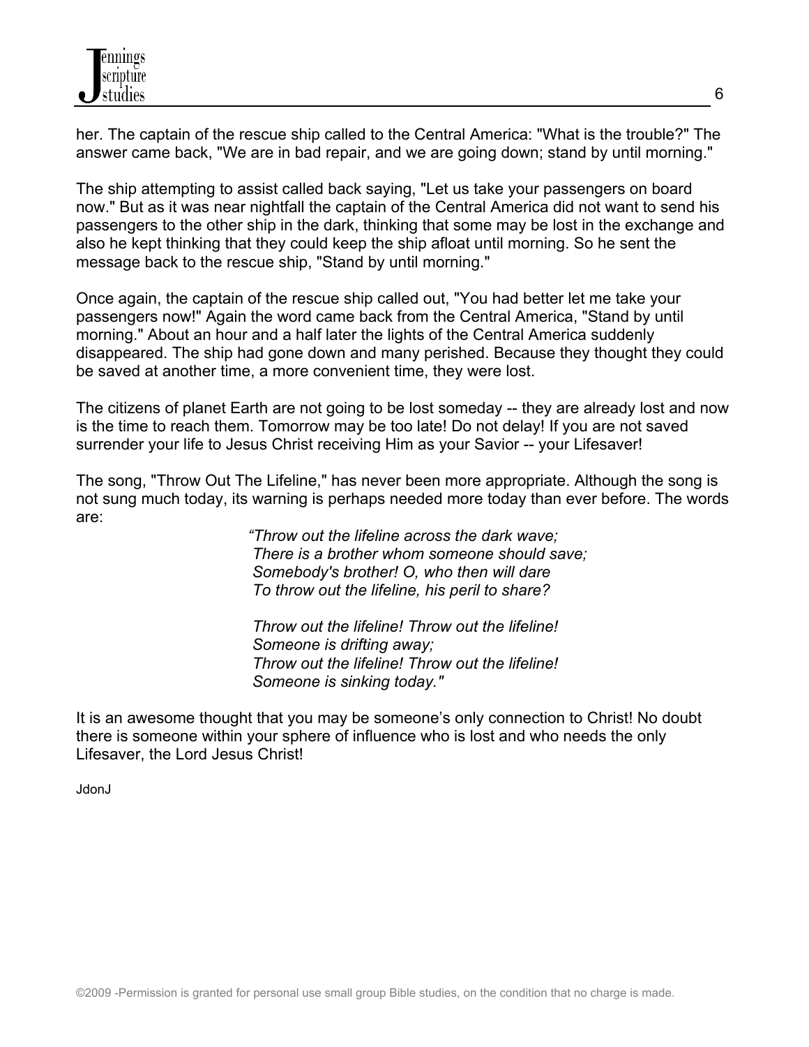her. The captain of the rescue ship called to the Central America: "What is the trouble?" The answer came back, "We are in bad repair, and we are going down; stand by until morning."

The ship attempting to assist called back saying, "Let us take your passengers on board now." But as it was near nightfall the captain of the Central America did not want to send his passengers to the other ship in the dark, thinking that some may be lost in the exchange and also he kept thinking that they could keep the ship afloat until morning. So he sent the message back to the rescue ship, "Stand by until morning."

Once again, the captain of the rescue ship called out, "You had better let me take your passengers now!" Again the word came back from the Central America, "Stand by until morning." About an hour and a half later the lights of the Central America suddenly disappeared. The ship had gone down and many perished. Because they thought they could be saved at another time, a more convenient time, they were lost.

The citizens of planet Earth are not going to be lost someday -- they are already lost and now is the time to reach them. Tomorrow may be too late! Do not delay! If you are not saved surrender your life to Jesus Christ receiving Him as your Savior -- your Lifesaver!

The song, "Throw Out The Lifeline," has never been more appropriate. Although the song is not sung much today, its warning is perhaps needed more today than ever before. The words are:

> *"Throw out the lifeline across the dark wave;*
> *There is a brother whom someone should save;*
> *Somebody's brother! O, who then will dare*
> *To throw out the lifeline, his peril to share?*
>
> *Throw out the lifeline! Throw out the lifeline!*
> *Someone is drifting away;*
> *Throw out the lifeline! Throw out the lifeline!*
> *Someone is sinking today."*

It is an awesome thought that you may be someone's only connection to Christ! No doubt there is someone within your sphere of influence who is lost and who needs the only Lifesaver, the Lord Jesus Christ!

JdonJ

©2009 -Permission is granted for personal use small group Bible studies, on the condition that no charge is made.